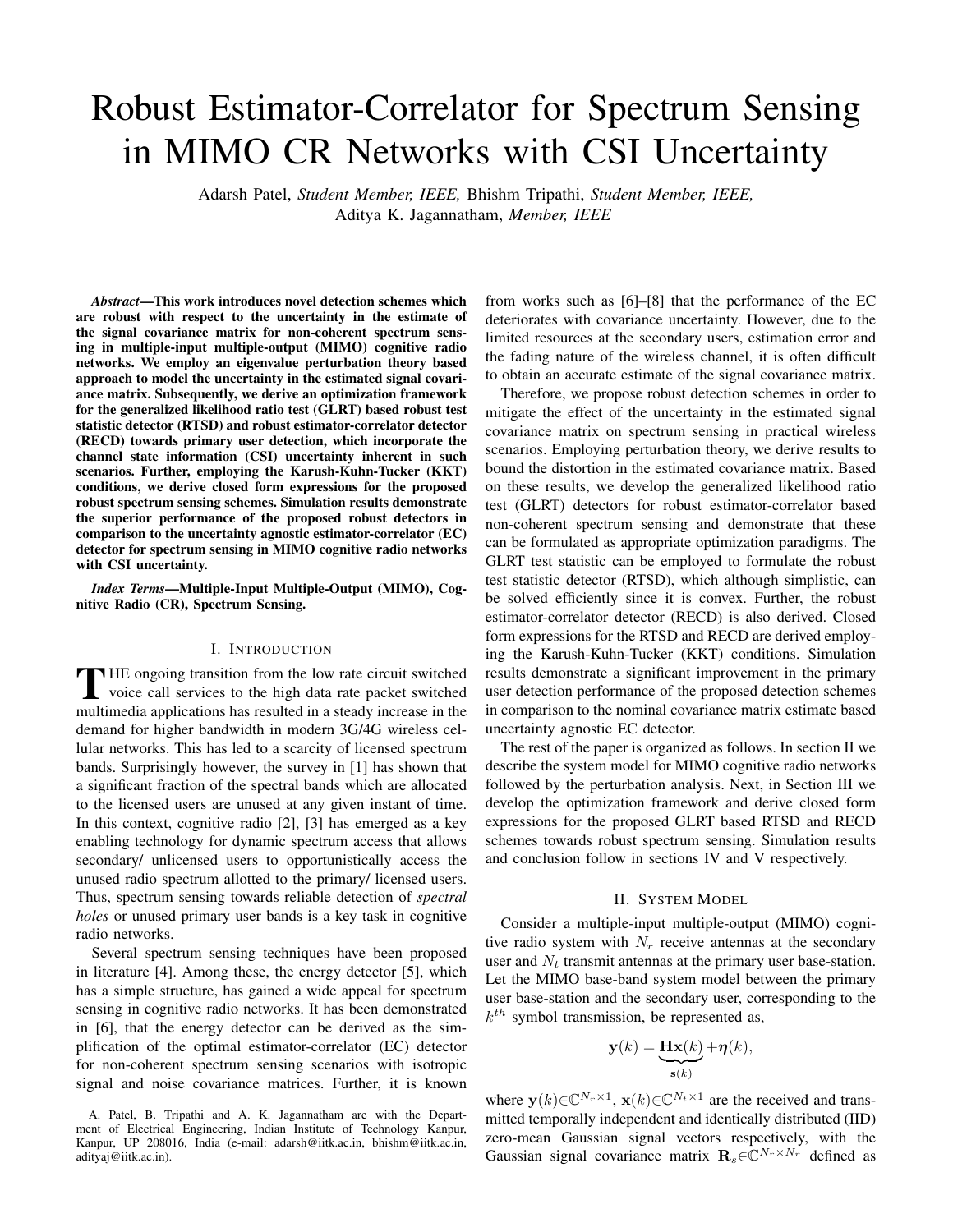# Robust Estimator-Correlator for Spectrum Sensing in MIMO CR Networks with CSI Uncertainty

Adarsh Patel, *Student Member, IEEE,* Bhishm Tripathi, *Student Member, IEEE,* Aditya K. Jagannatham, *Member, IEEE*

***Abstract*—This work introduces novel detection schemes which are robust with respect to the uncertainty in the estimate of the signal covariance matrix for non-coherent spectrum sensing in multiple-input multiple-output (MIMO) cognitive radio networks. We employ an eigenvalue perturbation theory based approach to model the uncertainty in the estimated signal covariance matrix. Subsequently, we derive an optimization framework for the generalized likelihood ratio test (GLRT) based robust test statistic detector (RTSD) and robust estimator-correlator detector (RECD) towards primary user detection, which incorporate the channel state information (CSI) uncertainty inherent in such scenarios. Further, employing the Karush-Kuhn-Tucker (KKT) conditions, we derive closed form expressions for the proposed robust spectrum sensing schemes. Simulation results demonstrate the superior performance of the proposed robust detectors in comparison to the uncertainty agnostic estimator-correlator (EC) detector for spectrum sensing in MIMO cognitive radio networks with CSI uncertainty.**

***Index Terms*—Multiple-Input Multiple-Output (MIMO), Cognitive Radio (CR), Spectrum Sensing.**

## I. Introduction

The ongoing transition from the low rate circuit switched voice call services to the high data rate packet switched multimedia applications has resulted in a steady increase in the demand for higher bandwidth in modern 3G/4G wireless cellular networks. This has led to a scarcity of licensed spectrum bands. Surprisingly however, the survey in [1] has shown that a significant fraction of the spectral bands which are allocated to the licensed users are unused at any given instant of time. In this context, cognitive radio [2], [3] has emerged as a key enabling technology for dynamic spectrum access that allows secondary/ unlicensed users to opportunistically access the unused radio spectrum allotted to the primary/ licensed users. Thus, spectrum sensing towards reliable detection of *spectral holes* or unused primary user bands is a key task in cognitive radio networks.

Several spectrum sensing techniques have been proposed in literature [4]. Among these, the energy detector [5], which has a simple structure, has gained a wide appeal for spectrum sensing in cognitive radio networks. It has been demonstrated in [6], that the energy detector can be derived as the simplification of the optimal estimator-correlator (EC) detector for non-coherent spectrum sensing scenarios with isotropic signal and noise covariance matrices. Further, it is known from works such as [6]–[8] that the performance of the EC deteriorates with covariance uncertainty. However, due to the limited resources at the secondary users, estimation error and the fading nature of the wireless channel, it is often difficult to obtain an accurate estimate of the signal covariance matrix.

Therefore, we propose robust detection schemes in order to mitigate the effect of the uncertainty in the estimated signal covariance matrix on spectrum sensing in practical wireless scenarios. Employing perturbation theory, we derive results to bound the distortion in the estimated covariance matrix. Based on these results, we develop the generalized likelihood ratio test (GLRT) detectors for robust estimator-correlator based non-coherent spectrum sensing and demonstrate that these can be formulated as appropriate optimization paradigms. The GLRT test statistic can be employed to formulate the robust test statistic detector (RTSD), which although simplistic, can be solved efficiently since it is convex. Further, the robust estimator-correlator detector (RECD) is also derived. Closed form expressions for the RTSD and RECD are derived employing the Karush-Kuhn-Tucker (KKT) conditions. Simulation results demonstrate a significant improvement in the primary user detection performance of the proposed detection schemes in comparison to the nominal covariance matrix estimate based uncertainty agnostic EC detector.

The rest of the paper is organized as follows. In section II we describe the system model for MIMO cognitive radio networks followed by the perturbation analysis. Next, in Section III we develop the optimization framework and derive closed form expressions for the proposed GLRT based RTSD and RECD schemes towards robust spectrum sensing. Simulation results and conclusion follow in sections IV and V respectively.

## II. System Model

Consider a multiple-input multiple-output (MIMO) cognitive radio system with $N_r$ receive antennas at the secondary user and $N_t$ transmit antennas at the primary user base-station. Let the MIMO base-band system model between the primary user base-station and the secondary user, corresponding to the $k^{th}$ symbol transmission, be represented as,

$$\mathbf{y}(k) = \underbrace{\mathbf{H}\mathbf{x}(k)}_{\mathbf{s}(k)} + \boldsymbol{\eta}(k),$$

where $\mathbf{y}(k) \in \mathbb{C}^{N_r \times 1}$, $\mathbf{x}(k) \in \mathbb{C}^{N_t \times 1}$ are the received and transmitted temporally independent and identically distributed (IID) zero-mean Gaussian signal vectors respectively, with the Gaussian signal covariance matrix $\mathbf{R}_s \in \mathbb{C}^{N_r \times N_r}$ defined as

A. Patel, B. Tripathi and A. K. Jagannatham are with the Department of Electrical Engineering, Indian Institute of Technology Kanpur, Kanpur, UP 208016, India (e-mail: adarsh@iitk.ac.in, bhishm@iitk.ac.in, adityaj@iitk.ac.in).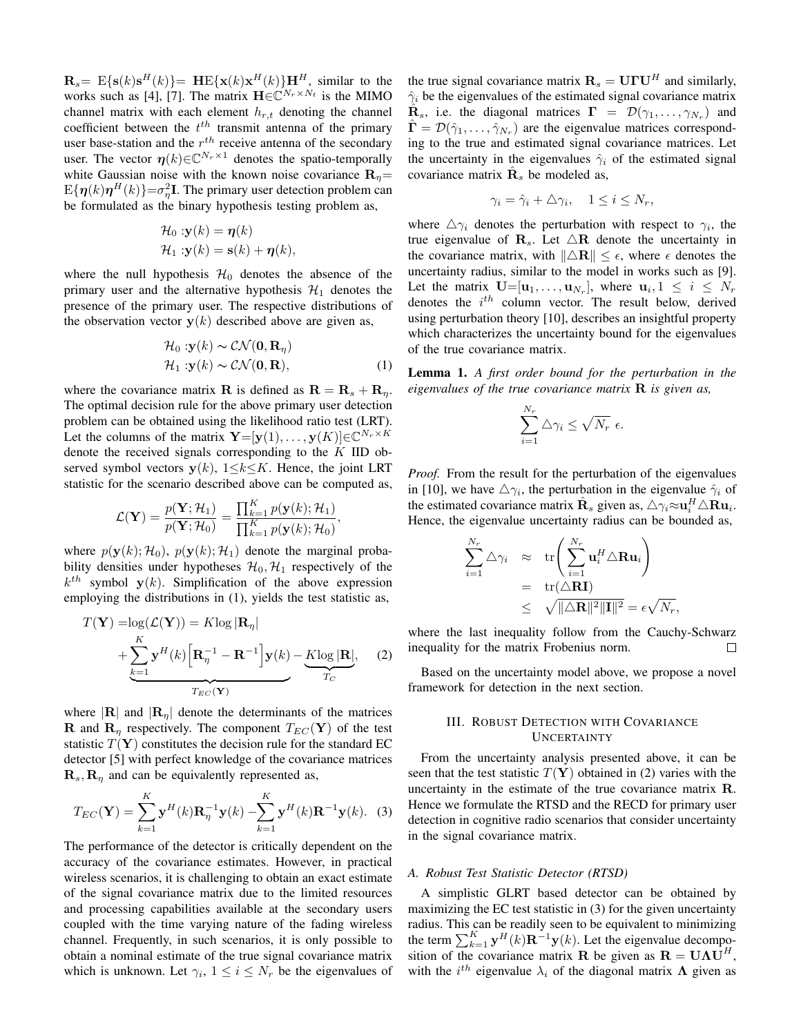$\mathbf{R}_s=\ \mathrm{E}\{\mathbf{s}(k)\mathbf{s}^H(k)\}=\ \mathbf{H}\mathrm{E}\{\mathbf{x}(k)\mathbf{x}^H(k)\}\mathbf{H}^H$, similar to the works such as [4], [7]. The matrix $\mathbf{H}\in\mathbb{C}^{N_r\times N_t}$ is the MIMO channel matrix with each element $h_{r,t}$ denoting the channel coefficient between the $t^{th}$ transmit antenna of the primary user base-station and the $r^{th}$ receive antenna of the secondary user. The vector $\boldsymbol{\eta}(k)\in\mathbb{C}^{N_r\times 1}$ denotes the spatio-temporally white Gaussian noise with the known noise covariance $\mathbf{R}_\eta=\mathrm{E}\{\boldsymbol{\eta}(k)\boldsymbol{\eta}^H(k)\}=\sigma_\eta^2\mathbf{I}$. The primary user detection problem can be formulated as the binary hypothesis testing problem as,

$$
\begin{aligned}
\mathcal{H}_0 :&\mathbf{y}(k) = \boldsymbol{\eta}(k)\\
\mathcal{H}_1 :&\mathbf{y}(k) = \mathbf{s}(k) + \boldsymbol{\eta}(k),
\end{aligned}
$$

where the null hypothesis $\mathcal{H}_0$ denotes the absence of the primary user and the alternative hypothesis $\mathcal{H}_1$ denotes the presence of the primary user. The respective distributions of the observation vector $\mathbf{y}(k)$ described above are given as,

$$
\begin{aligned}
\mathcal{H}_0 :&\mathbf{y}(k) \sim \mathcal{CN}(\mathbf{0}, \mathbf{R}_\eta)\\
\mathcal{H}_1 :&\mathbf{y}(k) \sim \mathcal{CN}(\mathbf{0}, \mathbf{R}), \qquad (1)
\end{aligned}
$$

where the covariance matrix $\mathbf{R}$ is defined as $\mathbf{R} = \mathbf{R}_s + \mathbf{R}_\eta$. The optimal decision rule for the above primary user detection problem can be obtained using the likelihood ratio test (LRT). Let the columns of the matrix $\mathbf{Y}=[\mathbf{y}(1),\ldots,\mathbf{y}(K)]\in\mathbb{C}^{N_r\times K}$ denote the received signals corresponding to the $K$ IID observed symbol vectors $\mathbf{y}(k)$, $1\leq k\leq K$. Hence, the joint LRT statistic for the scenario described above can be computed as,

$$
\mathcal{L}(\mathbf{Y}) = \frac{p(\mathbf{Y};\mathcal{H}_1)}{p(\mathbf{Y};\mathcal{H}_0)} = \frac{\prod_{k=1}^{K} p(\mathbf{y}(k);\mathcal{H}_1)}{\prod_{k=1}^{K} p(\mathbf{y}(k);\mathcal{H}_0)},
$$

where $p(\mathbf{y}(k);\mathcal{H}_0)$, $p(\mathbf{y}(k);\mathcal{H}_1)$ denote the marginal probability densities under hypotheses $\mathcal{H}_0, \mathcal{H}_1$ respectively of the $k^{th}$ symbol $\mathbf{y}(k)$. Simplification of the above expression employing the distributions in (1), yields the test statistic as,

$$
\begin{aligned}
T(\mathbf{Y}) =&\log(\mathcal{L}(\mathbf{Y})) = K\log|\mathbf{R}_\eta|\\
&+\underbrace{\sum_{k=1}^{K}\mathbf{y}^H(k)\Big[\mathbf{R}_\eta^{-1} - \mathbf{R}^{-1}\Big]\mathbf{y}(k)}_{T_{EC}(\mathbf{Y})} - \underbrace{K\log|\mathbf{R}|}_{T_C}, \qquad (2)
\end{aligned}
$$

where $|\mathbf{R}|$ and $|\mathbf{R}_\eta|$ denote the determinants of the matrices $\mathbf{R}$ and $\mathbf{R}_\eta$ respectively. The component $T_{EC}(\mathbf{Y})$ of the test statistic $T(\mathbf{Y})$ constitutes the decision rule for the standard EC detector [5] with perfect knowledge of the covariance matrices $\mathbf{R}_s, \mathbf{R}_\eta$ and can be equivalently represented as,

$$
T_{EC}(\mathbf{Y}) = \sum_{k=1}^{K}\mathbf{y}^H(k)\mathbf{R}_\eta^{-1}\mathbf{y}(k) - \sum_{k=1}^{K}\mathbf{y}^H(k)\mathbf{R}^{-1}\mathbf{y}(k). \quad (3)
$$

The performance of the detector is critically dependent on the accuracy of the covariance estimates. However, in practical wireless scenarios, it is challenging to obtain an exact estimate of the signal covariance matrix due to the limited resources and processing capabilities available at the secondary users coupled with the time varying nature of the fading wireless channel. Frequently, in such scenarios, it is only possible to obtain a nominal estimate of the true signal covariance matrix which is unknown. Let $\gamma_i$, $1\leq i\leq N_r$ be the eigenvalues of the true signal covariance matrix $\mathbf{R}_s = \mathbf{U}\boldsymbol{\Gamma}\mathbf{U}^H$ and similarly, $\hat{\gamma}_i$ be the eigenvalues of the estimated signal covariance matrix $\hat{\mathbf{R}}_s$, i.e. the diagonal matrices $\boldsymbol{\Gamma} = \mathcal{D}(\gamma_1,\ldots,\gamma_{N_r})$ and $\hat{\boldsymbol{\Gamma}} = \mathcal{D}(\hat{\gamma}_1,\ldots,\hat{\gamma}_{N_r})$ are the eigenvalue matrices corresponding to the true and estimated signal covariance matrices. Let the uncertainty in the eigenvalues $\hat{\gamma}_i$ of the estimated signal covariance matrix $\hat{\mathbf{R}}_s$ be modeled as,

$$
\gamma_i = \hat{\gamma}_i + \triangle\gamma_i, \quad 1\leq i\leq N_r,
$$

where $\triangle\gamma_i$ denotes the perturbation with respect to $\gamma_i$, the true eigenvalue of $\mathbf{R}_s$. Let $\triangle\mathbf{R}$ denote the uncertainty in the covariance matrix, with $\|\triangle\mathbf{R}\|\leq\epsilon$, where $\epsilon$ denotes the uncertainty radius, similar to the model in works such as [9]. Let the matrix $\mathbf{U}=[\mathbf{u}_1,\ldots,\mathbf{u}_{N_r}]$, where $\mathbf{u}_i, 1\leq i\leq N_r$ denotes the $i^{th}$ column vector. The result below, derived using perturbation theory [10], describes an insightful property which characterizes the uncertainty bound for the eigenvalues of the true covariance matrix.

**Lemma 1.** *A first order bound for the perturbation in the eigenvalues of the true covariance matrix* $\mathbf{R}$ *is given as,*

$$
\sum_{i=1}^{N_r}\triangle\gamma_i \leq \sqrt{N_r}\ \epsilon.
$$

*Proof.* From the result for the perturbation of the eigenvalues in [10], we have $\triangle\gamma_i$, the perturbation in the eigenvalue $\hat{\gamma}_i$ of the estimated covariance matrix $\hat{\mathbf{R}}_s$ given as, $\triangle\gamma_i\approx\mathbf{u}_i^H\triangle\mathbf{R}\mathbf{u}_i$. Hence, the eigenvalue uncertainty radius can be bounded as,

$$
\begin{aligned}
\sum_{i=1}^{N_r}\triangle\gamma_i &\approx \mathrm{tr}\left(\sum_{i=1}^{N_r}\mathbf{u}_i^H\triangle\mathbf{R}\mathbf{u}_i\right)\\
&= \mathrm{tr}(\triangle\mathbf{R}\mathbf{I})\\
&\leq \sqrt{\|\triangle\mathbf{R}\|^2\|\mathbf{I}\|^2} = \epsilon\sqrt{N_r},
\end{aligned}
$$

where the last inequality follow from the Cauchy-Schwarz inequality for the matrix Frobenius norm. ☐

Based on the uncertainty model above, we propose a novel framework for detection in the next section.

## III. Robust Detection with Covariance Uncertainty

From the uncertainty analysis presented above, it can be seen that the test statistic $T(\mathbf{Y})$ obtained in (2) varies with the uncertainty in the estimate of the true covariance matrix $\mathbf{R}$. Hence we formulate the RTSD and the RECD for primary user detection in cognitive radio scenarios that consider uncertainty in the signal covariance matrix.

### A. Robust Test Statistic Detector (RTSD)

A simplistic GLRT based detector can be obtained by maximizing the EC test statistic in (3) for the given uncertainty radius. This can be readily seen to be equivalent to minimizing the term $\sum_{k=1}^{K}\mathbf{y}^H(k)\mathbf{R}^{-1}\mathbf{y}(k)$. Let the eigenvalue decomposition of the covariance matrix $\mathbf{R}$ be given as $\mathbf{R} = \mathbf{U}\boldsymbol{\Lambda}\mathbf{U}^H$, with the $i^{th}$ eigenvalue $\lambda_i$ of the diagonal matrix $\boldsymbol{\Lambda}$ given as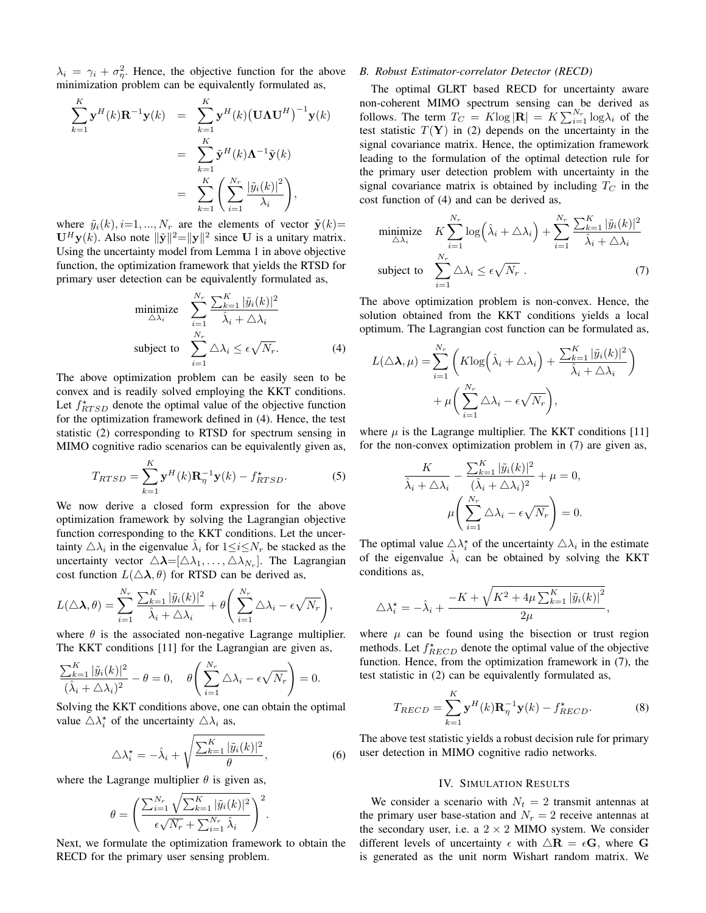$\lambda_i = \gamma_i + \sigma_\eta^2$. Hence, the objective function for the above minimization problem can be equivalently formulated as,

$$
\begin{aligned}
\sum_{k=1}^{K} \mathbf{y}^H(k)\mathbf{R}^{-1}\mathbf{y}(k) &= \sum_{k=1}^{K} \mathbf{y}^H(k)\big(\mathbf{U}\boldsymbol{\Lambda}\mathbf{U}^H\big)^{-1}\mathbf{y}(k) \\
&= \sum_{k=1}^{K} \tilde{\mathbf{y}}^H(k)\boldsymbol{\Lambda}^{-1}\tilde{\mathbf{y}}(k) \\
&= \sum_{k=1}^{K}\left(\sum_{i=1}^{N_r}\frac{|\tilde{y}_i(k)|^2}{\lambda_i}\right),
\end{aligned}
$$

where $\tilde{y}_i(k), i=1,...,N_r$ are the elements of vector $\tilde{\mathbf{y}}(k)=\mathbf{U}^H\mathbf{y}(k)$. Also note $\|\tilde{\mathbf{y}}\|^2=\|\mathbf{y}\|^2$ since $\mathbf{U}$ is a unitary matrix. Using the uncertainty model from Lemma 1 in above objective function, the optimization framework that yields the RTSD for primary user detection can be equivalently formulated as,

$$
\begin{aligned}
\underset{\triangle\lambda_i}{\text{minimize}} \quad & \sum_{i=1}^{N_r}\frac{\sum_{k=1}^{K}|\tilde{y}_i(k)|^2}{\hat{\lambda}_i+\triangle\lambda_i} \\
\text{subject to} \quad & \sum_{i=1}^{N_r}\triangle\lambda_i \le \epsilon\sqrt{N_r}.
\end{aligned} \tag{4}
$$

The above optimization problem can be easily seen to be convex and is readily solved employing the KKT conditions. Let $f^\star_{RTSD}$ denote the optimal value of the objective function for the optimization framework defined in (4). Hence, the test statistic (2) corresponding to RTSD for spectrum sensing in MIMO cognitive radio scenarios can be equivalently given as,

$$
T_{RTSD} = \sum_{k=1}^{K}\mathbf{y}^H(k)\mathbf{R}_\eta^{-1}\mathbf{y}(k) - f^\star_{RTSD}. \tag{5}
$$

We now derive a closed form expression for the above optimization framework by solving the Lagrangian objective function corresponding to the KKT conditions. Let the uncertainty $\triangle\lambda_i$ in the eigenvalue $\hat{\lambda}_i$ for $1\le i\le N_r$ be stacked as the uncertainty vector $\triangle\boldsymbol{\lambda}=[\triangle\lambda_1,\ldots,\triangle\lambda_{N_r}]$. The Lagrangian cost function $L(\triangle\boldsymbol{\lambda},\theta)$ for RTSD can be derived as,

$$
L(\triangle\boldsymbol{\lambda},\theta) = \sum_{i=1}^{N_r}\frac{\sum_{k=1}^{K}|\tilde{y}_i(k)|^2}{\hat{\lambda}_i+\triangle\lambda_i} + \theta\left(\sum_{i=1}^{N_r}\triangle\lambda_i - \epsilon\sqrt{N_r}\right),
$$

where $\theta$ is the associated non-negative Lagrange multiplier. The KKT conditions [11] for the Lagrangian are given as,

$$
\frac{\sum_{k=1}^{K}|\tilde{y}_i(k)|^2}{(\hat{\lambda}_i+\triangle\lambda_i)^2} - \theta = 0, \quad \theta\left(\sum_{i=1}^{N_r}\triangle\lambda_i - \epsilon\sqrt{N_r}\right) = 0.
$$

Solving the KKT conditions above, one can obtain the optimal value $\triangle\lambda_i^\star$ of the uncertainty $\triangle\lambda_i$ as,

$$
\triangle\lambda_i^\star = -\hat{\lambda}_i + \sqrt{\frac{\sum_{k=1}^{K}|\tilde{y}_i(k)|^2}{\theta}}, \tag{6}
$$

where the Lagrange multiplier $\theta$ is given as,

$$
\theta = \left(\frac{\sum_{i=1}^{N_r}\sqrt{\sum_{k=1}^{K}|\tilde{y}_i(k)|^2}}{\epsilon\sqrt{N_r}+\sum_{i=1}^{N_r}\hat{\lambda}_i}\right)^2.
$$

Next, we formulate the optimization framework to obtain the RECD for the primary user sensing problem.

### B. Robust Estimator-correlator Detector (RECD)

The optimal GLRT based RECD for uncertainty aware non-coherent MIMO spectrum sensing can be derived as follows. The term $T_C = K\log|\mathbf{R}| = K\sum_{i=1}^{N_r}\log\lambda_i$ of the test statistic $T(\mathbf{Y})$ in (2) depends on the uncertainty in the signal covariance matrix. Hence, the optimization framework leading to the formulation of the optimal detection rule for the primary user detection problem with uncertainty in the signal covariance matrix is obtained by including $T_C$ in the cost function of (4) and can be derived as,

$$
\begin{aligned}
\underset{\triangle\lambda_i}{\text{minimize}} \quad & K\sum_{i=1}^{N_r}\log\Big(\hat{\lambda}_i+\triangle\lambda_i\Big) + \sum_{i=1}^{N_r}\frac{\sum_{k=1}^{K}|\tilde{y}_i(k)|^2}{\hat{\lambda}_i+\triangle\lambda_i} \\
\text{subject to} \quad & \sum_{i=1}^{N_r}\triangle\lambda_i \le \epsilon\sqrt{N_r}\ .
\end{aligned} \tag{7}
$$

The above optimization problem is non-convex. Hence, the solution obtained from the KKT conditions yields a local optimum. The Lagrangian cost function can be formulated as,

$$
\begin{aligned}
L(\triangle\boldsymbol{\lambda},\mu) = &\sum_{i=1}^{N_r}\left(K\log\Big(\hat{\lambda}_i+\triangle\lambda_i\Big) + \frac{\sum_{k=1}^{K}|\tilde{y}_i(k)|^2}{\hat{\lambda}_i+\triangle\lambda_i}\right) \\
&+ \mu\left(\sum_{i=1}^{N_r}\triangle\lambda_i - \epsilon\sqrt{N_r}\right),
\end{aligned}
$$

where $\mu$ is the Lagrange multiplier. The KKT conditions [11] for the non-convex optimization problem in (7) are given as,

$$
\begin{aligned}
\frac{K}{\hat{\lambda}_i+\triangle\lambda_i} - \frac{\sum_{k=1}^{K}|\tilde{y}_i(k)|^2}{(\hat{\lambda}_i+\triangle\lambda_i)^2} + \mu = 0,& \\
\mu\left(\sum_{i=1}^{N_r}\triangle\lambda_i - \epsilon\sqrt{N_r}\right) = 0.&
\end{aligned}
$$

The optimal value $\triangle\lambda_i^\star$ of the uncertainty $\triangle\lambda_i$ in the estimate of the eigenvalue $\hat{\lambda}_i$ can be obtained by solving the KKT conditions as,

$$
\triangle\lambda_i^\star = -\hat{\lambda}_i + \frac{-K+\sqrt{K^2+4\mu\sum_{k=1}^{K}|\tilde{y}_i(k)|^2}}{2\mu},
$$

where $\mu$ can be found using the bisection or trust region methods. Let $f^\star_{RECD}$ denote the optimal value of the objective function. Hence, from the optimization framework in (7), the test statistic in (2) can be equivalently formulated as,

$$
T_{RECD} = \sum_{k=1}^{K}\mathbf{y}^H(k)\mathbf{R}_\eta^{-1}\mathbf{y}(k) - f^\star_{RECD}. \tag{8}
$$

The above test statistic yields a robust decision rule for primary user detection in MIMO cognitive radio networks.

## IV. Simulation Results

We consider a scenario with $N_t = 2$ transmit antennas at the primary user base-station and $N_r = 2$ receive antennas at the secondary user, i.e. a $2\times 2$ MIMO system. We consider different levels of uncertainty $\epsilon$ with $\triangle\mathbf{R} = \epsilon\mathbf{G}$, where $\mathbf{G}$ is generated as the unit norm Wishart random matrix. We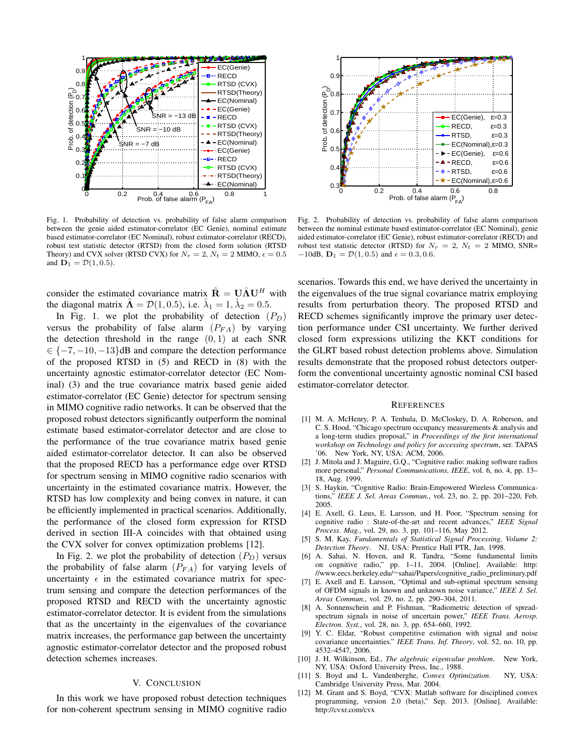1

0.9

0.8

0.7

0.6

0.5

0.4

0.3

0.2

0.1

0

0 0.2 0.4 0.6 0.8 1

Prob. of false alarm ($P_{FA}$)

Prob. of detection ($P_D$)

SNR = −13 dB

SNR = −10 dB

SNR = −7 dB

EC(Genie)
RECD
RTSD (CVX)
RTSD(Theory)
EC(Nominal)
EC(Genie)
RECD
RTSD (CVX)
RTSD(Theory)
EC(Nominal)
EC(Genie)
RECD
RTSD (CVX)
RTSD(Theory)
EC(Nominal)

Fig. 1. Probability of detection vs. probability of false alarm comparison between the genie aided estimator-correlator (EC Genie), nominal estimate based estimator-correlator (EC Nominal), robust estimator-correlator (RECD), robust test statistic detector (RTSD) from the closed form solution (RTSD Theory) and CVX solver (RTSD CVX) for $N_r = 2$, $N_t = 2$ MIMO, $\epsilon = 0.5$ and $\mathbf{D}_1 = \mathcal{D}(1, 0.5)$.

1

0.9

0.8

0.7

0.6

0.5

0.4

0.3

0 0.2 0.4 0.6 0.8

Prob. of false alarm ($P_{FA}$)

Prob. of detection ($P_D$)

EC(Genie), ε=0.3
RECD, ε=0.3
RTSD, ε=0.3
EC(Nominal),ε=0.3
EC(Genie), ε=0.6
RECD, ε=0.6
RTSD, ε=0.6
EC(Nominal),ε=0.6

Fig. 2. Probability of detection vs. probability of false alarm comparison between the nominal estimate based estimator-correlator (EC Nominal), genie aided estimator-correlator (EC Genie), robust estimator-correlator (RECD) and robust test statistic detector (RTSD) for $N_r = 2$, $N_t = 2$ MIMO, SNR= $-10$dB, $\mathbf{D}_1 = \mathcal{D}(1, 0.5)$ and $\epsilon = 0.3, 0.6$.

consider the estimated covariance matrix $\hat{\mathbf{R}} = \mathbf{U}\hat{\mathbf{\Lambda}}\mathbf{U}^H$ with the diagonal matrix $\hat{\mathbf{\Lambda}} = \mathcal{D}(1, 0.5)$, i.e. $\hat{\lambda}_1 = 1, \hat{\lambda}_2 = 0.5$.

In Fig. 1. we plot the probability of detection $(P_D)$ versus the probability of false alarm $(P_{FA})$ by varying the detection threshold in the range $(0, 1)$ at each SNR $\in \{-7, -10, -13\}$dB and compare the detection performance of the proposed RTSD in (5) and RECD in (8) with the uncertainty agnostic estimator-correlator detector (EC Nominal) (3) and the true covariance matrix based genie aided estimator-correlator (EC Genie) detector for spectrum sensing in MIMO cognitive radio networks. It can be observed that the proposed robust detectors significantly outperform the nominal estimate based estimator-correlator detector and are close to the performance of the true covariance matrix based genie aided estimator-correlator detector. It can also be observed that the proposed RECD has a performance edge over RTSD for spectrum sensing in MIMO cognitive radio scenarios with uncertainty in the estimated covariance matrix. However, the RTSD has low complexity and being convex in nature, it can be efficiently implemented in practical scenarios. Additionally, the performance of the closed form expression for RTSD derived in section III-A coincides with that obtained using the CVX solver for convex optimization problems [12].

In Fig. 2. we plot the probability of detection $(P_D)$ versus the probability of false alarm $(P_{FA})$ for varying levels of uncertainty $\epsilon$ in the estimated covariance matrix for spectrum sensing and compare the detection performances of the proposed RTSD and RECD with the uncertainty agnostic estimator-correlator detector. It is evident from the simulations that as the uncertainty in the eigenvalues of the covariance matrix increases, the performance gap between the uncertainty agnostic estimator-correlator detector and the proposed robust detection schemes increases.

## V. Conclusion

In this work we have proposed robust detection techniques for non-coherent spectrum sensing in MIMO cognitive radio scenarios. Towards this end, we have derived the uncertainty in the eigenvalues of the true signal covariance matrix employing results from perturbation theory. The proposed RTSD and RECD schemes significantly improve the primary user detection performance under CSI uncertainty. We further derived closed form expressions utilizing the KKT conditions for the GLRT based robust detection problems above. Simulation results demonstrate that the proposed robust detectors outperform the conventional uncertainty agnostic nominal CSI based estimator-correlator detector.

## References

[1] M. A. McHenry, P. A. Tenhula, D. McCloskey, D. A. Roberson, and C. S. Hood, "Chicago spectrum occupancy measurements & analysis and a long-term studies proposal," in *Proceedings of the first international workshop on Technology and policy for accessing spectrum*, ser. TAPAS '06. New York, NY, USA: ACM, 2006.

[2] J. Mitola and J. Maguire, G.Q., "Cognitive radio: making software radios more personal," *Personal Communications, IEEE*, vol. 6, no. 4, pp. 13–18, Aug. 1999.

[3] S. Haykin, "Cognitive Radio: Brain-Empowered Wireless Communications," *IEEE J. Sel. Areas Commun.*, vol. 23, no. 2, pp. 201–220, Feb. 2005.

[4] E. Axell, G. Leus, E. Larsson, and H. Poor, "Spectrum sensing for cognitive radio : State-of-the-art and recent advances," *IEEE Signal Process. Mag.*, vol. 29, no. 3, pp. 101–116, May 2012.

[5] S. M. Kay, *Fundamentals of Statistical Signal Processing, Volume 2: Detection Theory*. NJ, USA: Prentice Hall PTR, Jan. 1998.

[6] A. Sahai, N. Hoven, and R. Tandra, "Some fundamental limits on cognitive radio," pp. 1–11, 2004. [Online]. Available: http://www.eecs.berkeley.edu/~sahai/Papers/cognitive_radio_preliminary.pdf

[7] E. Axell and E. Larsson, "Optimal and sub-optimal spectrum sensing of OFDM signals in known and unknown noise variance," *IEEE J. Sel. Areas Commun.*, vol. 29, no. 2, pp. 290–304, 2011.

[8] A. Sonnenschein and P. Fishman, "Radiometric detection of spread-spectrum signals in noise of uncertain power," *IEEE Trans. Aerosp. Electron. Syst.*, vol. 28, no. 3, pp. 654–660, 1992.

[9] Y. C. Eldar, "Robust competitive estimation with signal and noise covariance uncertainties." *IEEE Trans. Inf. Theory*, vol. 52, no. 10, pp. 4532–4547, 2006.

[10] J. H. Wilkinson, Ed., *The algebraic eigenvalue problem*. New York, NY, USA: Oxford University Press, Inc., 1988.

[11] S. Boyd and L. Vandenberghe, *Convex Optimization*. NY, USA: Cambridge University Press, Mar. 2004.

[12] M. Grant and S. Boyd, "CVX: Matlab software for disciplined convex programming, version 2.0 (beta)," Sep. 2013. [Online]. Available: http://cvxr.com/cvx